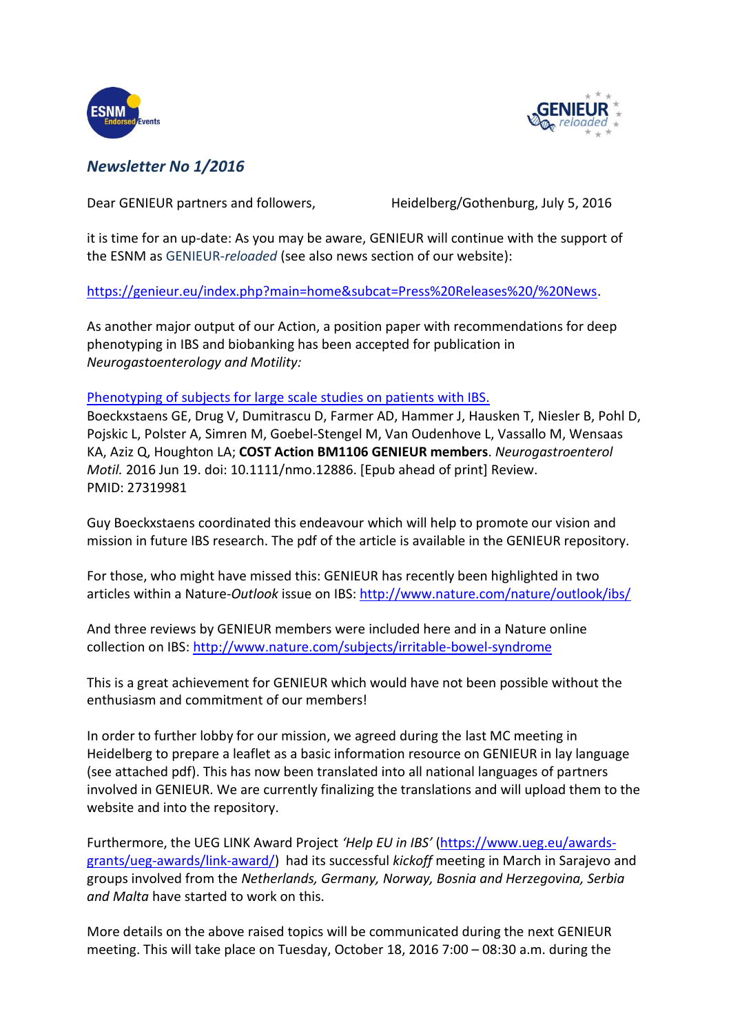## *Newsletter No 1/2016*

Dear GENIEUR partners and followers, Heidelberg/Gothenburg, July 5, 2016

it is time for an up-date: As you may be aware, GENIEUR will continue with the support of the ESNM as GENIEUR-*reloaded* (see also news section of our website):

https://genieur.eu/index.php?main=home&subcat=Press%20Releases%20/%20News.

As another major output of our Action, a position paper with recommendations for deep phenotyping in IBS and biobanking has been accepted for publication in *Neurogastoenterology and Motility:*

Phenotyping of subjects for large scale studies on patients with IBS.
Boeckxstaens GE, Drug V, Dumitrascu D, Farmer AD, Hammer J, Hausken T, Niesler B, Pohl D, Pojskic L, Polster A, Simren M, Goebel-Stengel M, Van Oudenhove L, Vassallo M, Wensaas KA, Aziz Q, Houghton LA; **COST Action BM1106 GENIEUR members**. *Neurogastroenterol Motil.* 2016 Jun 19. doi: 10.1111/nmo.12886. [Epub ahead of print] Review.
PMID: 27319981

Guy Boeckxstaens coordinated this endeavour which will help to promote our vision and mission in future IBS research. The pdf of the article is available in the GENIEUR repository.

For those, who might have missed this: GENIEUR has recently been highlighted in two articles within a Nature-*Outlook* issue on IBS: http://www.nature.com/nature/outlook/ibs/

And three reviews by GENIEUR members were included here and in a Nature online collection on IBS: http://www.nature.com/subjects/irritable-bowel-syndrome

This is a great achievement for GENIEUR which would have not been possible without the enthusiasm and commitment of our members!

In order to further lobby for our mission, we agreed during the last MC meeting in Heidelberg to prepare a leaflet as a basic information resource on GENIEUR in lay language (see attached pdf). This has now been translated into all national languages of partners involved in GENIEUR. We are currently finalizing the translations and will upload them to the website and into the repository.

Furthermore, the UEG LINK Award Project *'Help EU in IBS'* (https://www.ueg.eu/awards-grants/ueg-awards/link-award/) had its successful *kickoff* meeting in March in Sarajevo and groups involved from the *Netherlands, Germany, Norway, Bosnia and Herzegovina, Serbia and Malta* have started to work on this.

More details on the above raised topics will be communicated during the next GENIEUR meeting. This will take place on Tuesday, October 18, 2016 7:00 – 08:30 a.m. during the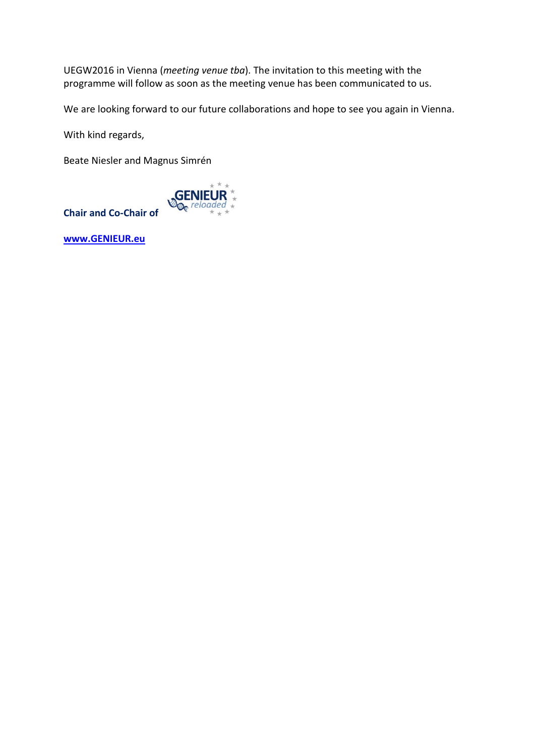UEGW2016 in Vienna (*meeting venue tba*). The invitation to this meeting with the programme will follow as soon as the meeting venue has been communicated to us.

We are looking forward to our future collaborations and hope to see you again in Vienna.

With kind regards,

Beate Niesler and Magnus Simrén

**Chair and Co-Chair of** GENIEUR *reloaded*

**[www.GENIEUR.eu](http://www.GENIEUR.eu)**